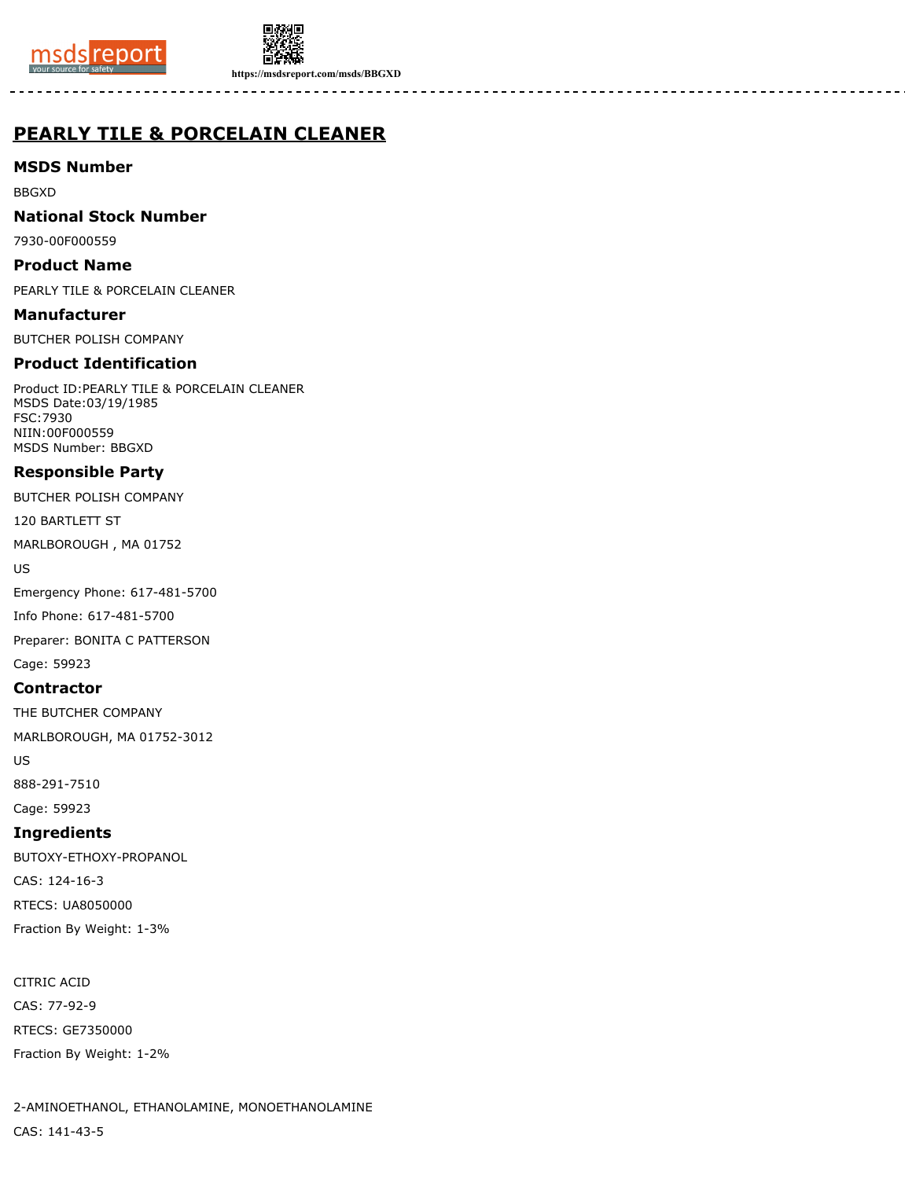# PEARLY TILE & PORCELAIN CLEANER

### MSDS Number

BBGXD

### National Stock Number

7930-00F000559

### Product Name

PEARLY TILE & PORCELAIN CLEANER

### Manufacturer

BUTCHER POLISH COMPANY

### Product Identification

Product ID:PEARLY TILE & PORCELAIN CLEANER
MSDS Date:03/19/1985
FSC:7930
NIIN:00F000559
MSDS Number: BBGXD

### Responsible Party

BUTCHER POLISH COMPANY

120 BARTLETT ST

MARLBOROUGH , MA 01752

US

Emergency Phone: 617-481-5700

Info Phone: 617-481-5700

Preparer: BONITA C PATTERSON

Cage: 59923

### Contractor

THE BUTCHER COMPANY

MARLBOROUGH, MA 01752-3012

US

888-291-7510

Cage: 59923

### Ingredients

BUTOXY-ETHOXY-PROPANOL

CAS: 124-16-3

RTECS: UA8050000

Fraction By Weight: 1-3%

CITRIC ACID

CAS: 77-92-9

RTECS: GE7350000

Fraction By Weight: 1-2%

2-AMINOETHANOL, ETHANOLAMINE, MONOETHANOLAMINE

CAS: 141-43-5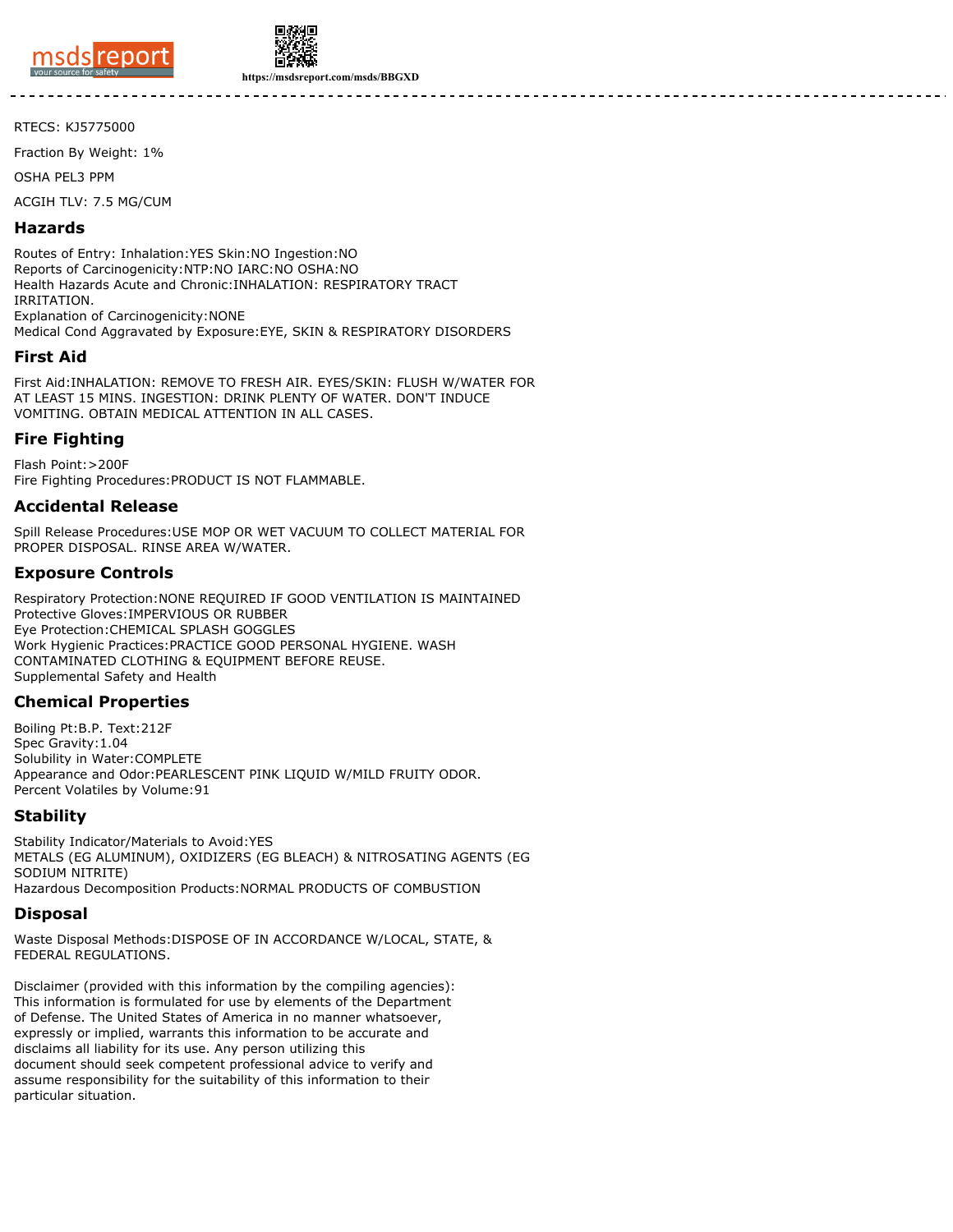RTECS: KJ5775000

Fraction By Weight: 1%

OSHA PEL3 PPM

ACGIH TLV: 7.5 MG/CUM

## Hazards

Routes of Entry: Inhalation:YES Skin:NO Ingestion:NO
Reports of Carcinogenicity:NTP:NO IARC:NO OSHA:NO
Health Hazards Acute and Chronic:INHALATION: RESPIRATORY TRACT IRRITATION.
Explanation of Carcinogenicity:NONE
Medical Cond Aggravated by Exposure:EYE, SKIN & RESPIRATORY DISORDERS

## First Aid

First Aid:INHALATION: REMOVE TO FRESH AIR. EYES/SKIN: FLUSH W/WATER FOR AT LEAST 15 MINS. INGESTION: DRINK PLENTY OF WATER. DON'T INDUCE VOMITING. OBTAIN MEDICAL ATTENTION IN ALL CASES.

## Fire Fighting

Flash Point:>200F
Fire Fighting Procedures:PRODUCT IS NOT FLAMMABLE.

## Accidental Release

Spill Release Procedures:USE MOP OR WET VACUUM TO COLLECT MATERIAL FOR PROPER DISPOSAL. RINSE AREA W/WATER.

## Exposure Controls

Respiratory Protection:NONE REQUIRED IF GOOD VENTILATION IS MAINTAINED
Protective Gloves:IMPERVIOUS OR RUBBER
Eye Protection:CHEMICAL SPLASH GOGGLES
Work Hygienic Practices:PRACTICE GOOD PERSONAL HYGIENE. WASH CONTAMINATED CLOTHING & EQUIPMENT BEFORE REUSE.
Supplemental Safety and Health

## Chemical Properties

Boiling Pt:B.P. Text:212F
Spec Gravity:1.04
Solubility in Water:COMPLETE
Appearance and Odor:PEARLESCENT PINK LIQUID W/MILD FRUITY ODOR.
Percent Volatiles by Volume:91

## Stability

Stability Indicator/Materials to Avoid:YES
METALS (EG ALUMINUM), OXIDIZERS (EG BLEACH) & NITROSATING AGENTS (EG SODIUM NITRITE)
Hazardous Decomposition Products:NORMAL PRODUCTS OF COMBUSTION

## Disposal

Waste Disposal Methods:DISPOSE OF IN ACCORDANCE W/LOCAL, STATE, & FEDERAL REGULATIONS.

Disclaimer (provided with this information by the compiling agencies): This information is formulated for use by elements of the Department of Defense. The United States of America in no manner whatsoever, expressly or implied, warrants this information to be accurate and disclaims all liability for its use. Any person utilizing this document should seek competent professional advice to verify and assume responsibility for the suitability of this information to their particular situation.